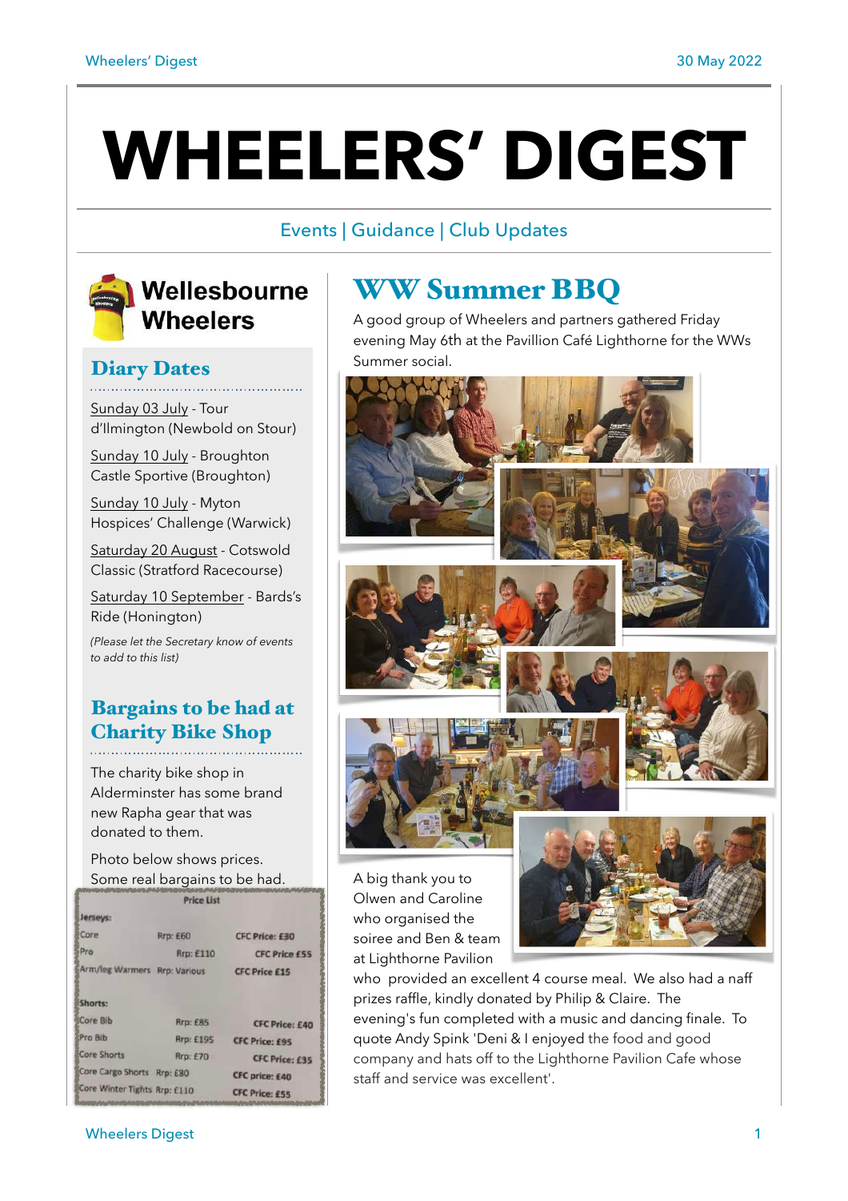# WHEELERS' DIGEST

Events | Guidance | Club Updates

**Wellesbourne Wheelers**

## Diary Dates

Sunday 03 July - Tour d'Ilmington (Newbold on Stour)

Sunday 10 July - Broughton Castle Sportive (Broughton)

Sunday 10 July - Myton Hospices' Challenge (Warwick)

Saturday 20 August - Cotswold Classic (Stratford Racecourse)

Saturday 10 September - Bards's Ride (Honington)

*(Please let the Secretary know of events to add to this list)*

## Bargains to be had at Charity Bike Shop

The charity bike shop in Alderminster has some brand new Rapha gear that was donated to them.

Photo below shows prices. Some real bargains to be had.

**Price List**

| Item | Rrp | CFC Price |
|---|---|---|
| **Jerseys:** | | |
| Core | Rrp: £60 | CFC Price: £30 |
| Pro | Rrp: £110 | CFC Price £55 |
| Arm/leg Warmers | Rrp: Various | CFC Price £15 |
| **Shorts:** | | |
| Core Bib | Rrp: £85 | CFC Price: £40 |
| Pro Bib | Rrp: £195 | CFC Price: £95 |
| Core Shorts | Rrp: £70 | CFC Price: £35 |
| Core Cargo Shorts | Rrp: £80 | CFC price: £40 |
| Core Winter Tights | Rrp: £110 | CFC Price: £55 |

## WW Summer BBQ

A good group of Wheelers and partners gathered Friday evening May 6th at the Pavillion Café Lighthorne for the WWs Summer social.

A big thank you to Olwen and Caroline who organised the soiree and Ben & team at Lighthorne Pavilion who provided an excellent 4 course meal. We also had a naff prizes raffle, kindly donated by Philip & Claire. The evening's fun completed with a music and dancing finale. To quote Andy Spink 'Deni & I enjoyed the food and good company and hats off to the Lighthorne Pavilion Cafe whose staff and service was excellent'.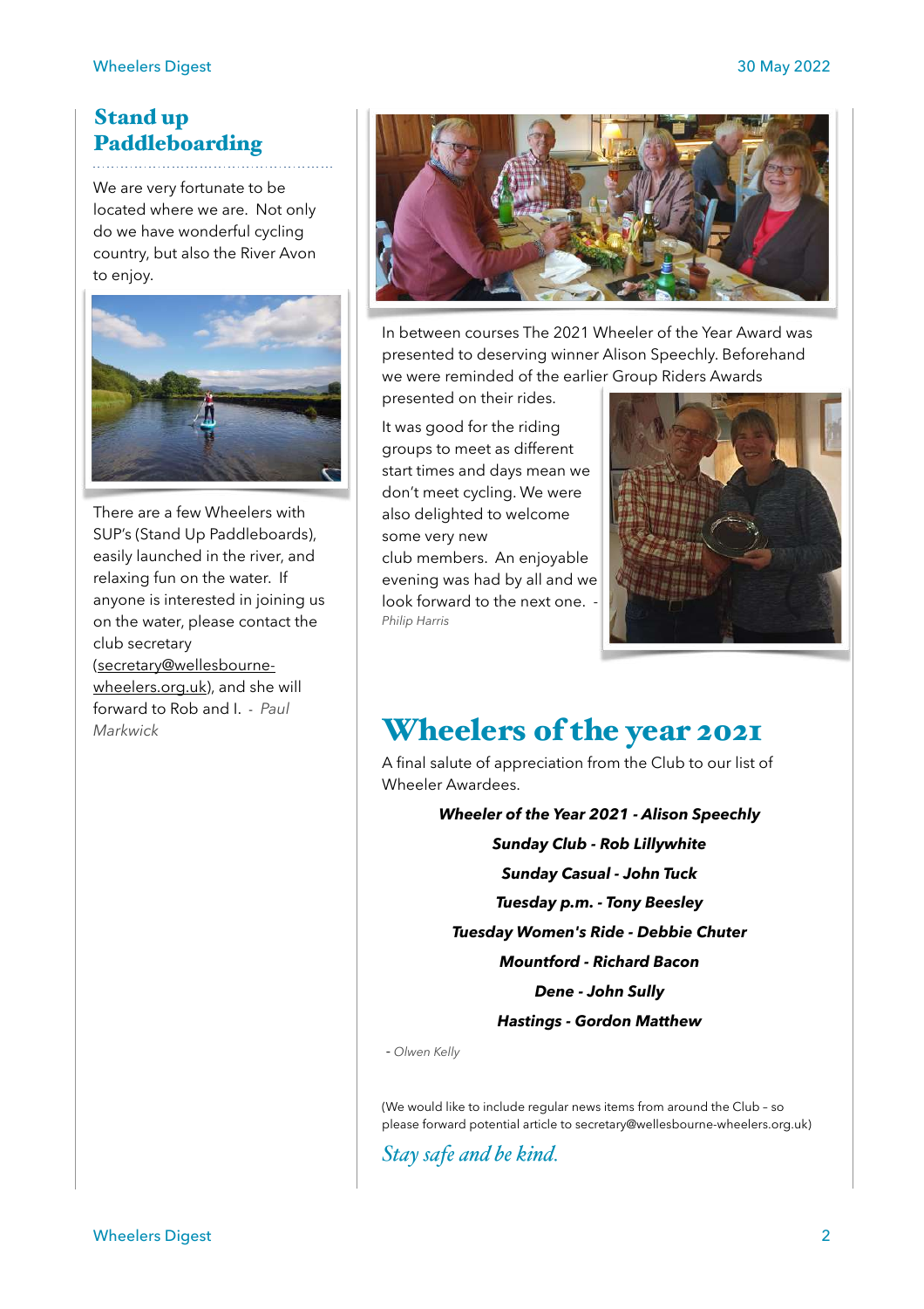## Stand up Paddleboarding

We are very fortunate to be located where we are. Not only do we have wonderful cycling country, but also the River Avon to enjoy.

There are a few Wheelers with SUP's (Stand Up Paddleboards), easily launched in the river, and relaxing fun on the water. If anyone is interested in joining us on the water, please contact the club secretary (secretary@wellesbourne-wheelers.org.uk), and she will forward to Rob and I. - *Paul Markwick*

In between courses The 2021 Wheeler of the Year Award was presented to deserving winner Alison Speechly. Beforehand we were reminded of the earlier Group Riders Awards presented on their rides.

It was good for the riding groups to meet as different start times and days mean we don't meet cycling. We were also delighted to welcome some very new club members. An enjoyable evening was had by all and we look forward to the next one. - *Philip Harris*

# Wheelers of the year 2021

A final salute of appreciation from the Club to our list of Wheeler Awardees.

***Wheeler of the Year 2021 - Alison Speechly***

***Sunday Club - Rob Lillywhite***

***Sunday Casual - John Tuck***

***Tuesday p.m. - Tony Beesley***

***Tuesday Women's Ride - Debbie Chuter***

***Mountford - Richard Bacon***

***Dene - John Sully***

***Hastings - Gordon Matthew***

- *Olwen Kelly*

(We would like to include regular news items from around the Club – so please forward potential article to secretary@wellesbourne-wheelers.org.uk)

*Stay safe and be kind.*